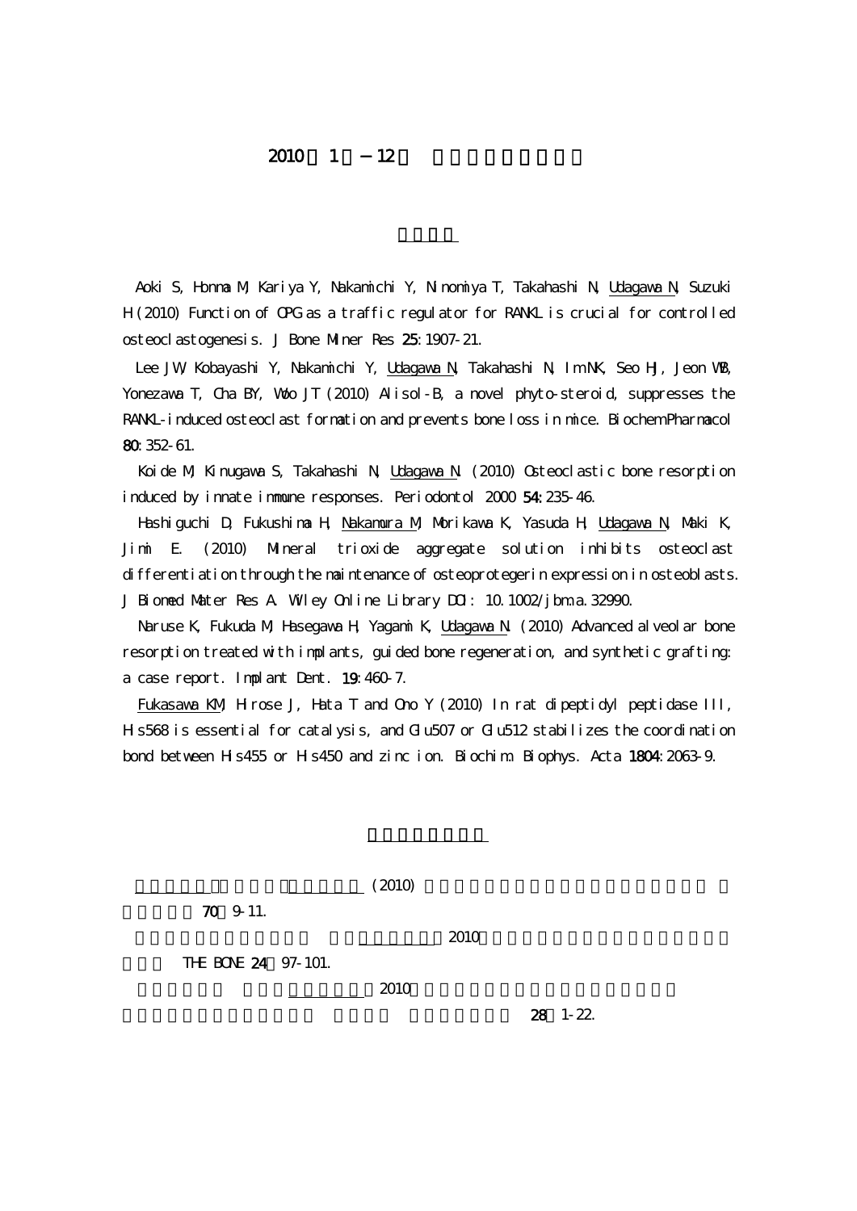# 2010 1 −12

Aoki S, Honma M, Kariya Y, Nakamichi Y, Ninomiya T, Takahashi N, <u>Udagawa N</u>, Suzuki H (2010) Function of OPG as a traffic regulator for RANKL is crucial for controlled osteoclastogenesis. J Bone Miner Res **25**: 1907-21.

Lee JW, Kobayashi Y, Nakamichi Y, <u>Udagawa N</u>, Takahashi N, Im NK, Seo HJ, Jeon WB, Yonezawa T, Cha BY, Woo JT (2010) Alisol-B, a novel phyto-steroid, suppresses the RANKL-induced osteoclast formation and prevents bone loss in mice. Biochem Pharmacol **80**: 352-61.

Koide M, Kinugawa S, Takahashi N, <u>Udagawa N</u>. (2010) Osteoclastic bone resorption induced by innate immune responses. Periodontol 2000 **54**: 235-46.

Hashiguchi D, Fukushima H, <u>Nakamura M</u>, Morikawa K, Yasuda H, <u>Udagawa N</u>, Maki K, Jimi E. (2010) Mineral trioxide aggregate solution inhibits osteoclast differentiation through the maintenance of osteoprotegerin expression in osteoblasts. J Biomed Mater Res A. Wiley Online Library DOI: 10.1002/jbm.a.32990.

Naruse K, Fukuda M, Hasegawa H, Yagami K, <u>Udagawa N</u>. (2010) Advanced alveolar bone resorption treated with implants, guided bone regeneration, and synthetic grafting: a case report. Implant Dent. **19**: 460-7.

<u>Fukasawa KM</u>, Hirose J, Hata T and Ono Y (2010) In rat dipeptidyl peptidase III, His568 is essential for catalysis, and Glu507 or Glu512 stabilizes the coordination bond between His455 or His450 and zinc ion. Biochim. Biophys. Acta **1804**: 2063-9.

(2010) **70** 9-11.

2010 THE BONE **24** 97-101.

2010 **28** 1-22.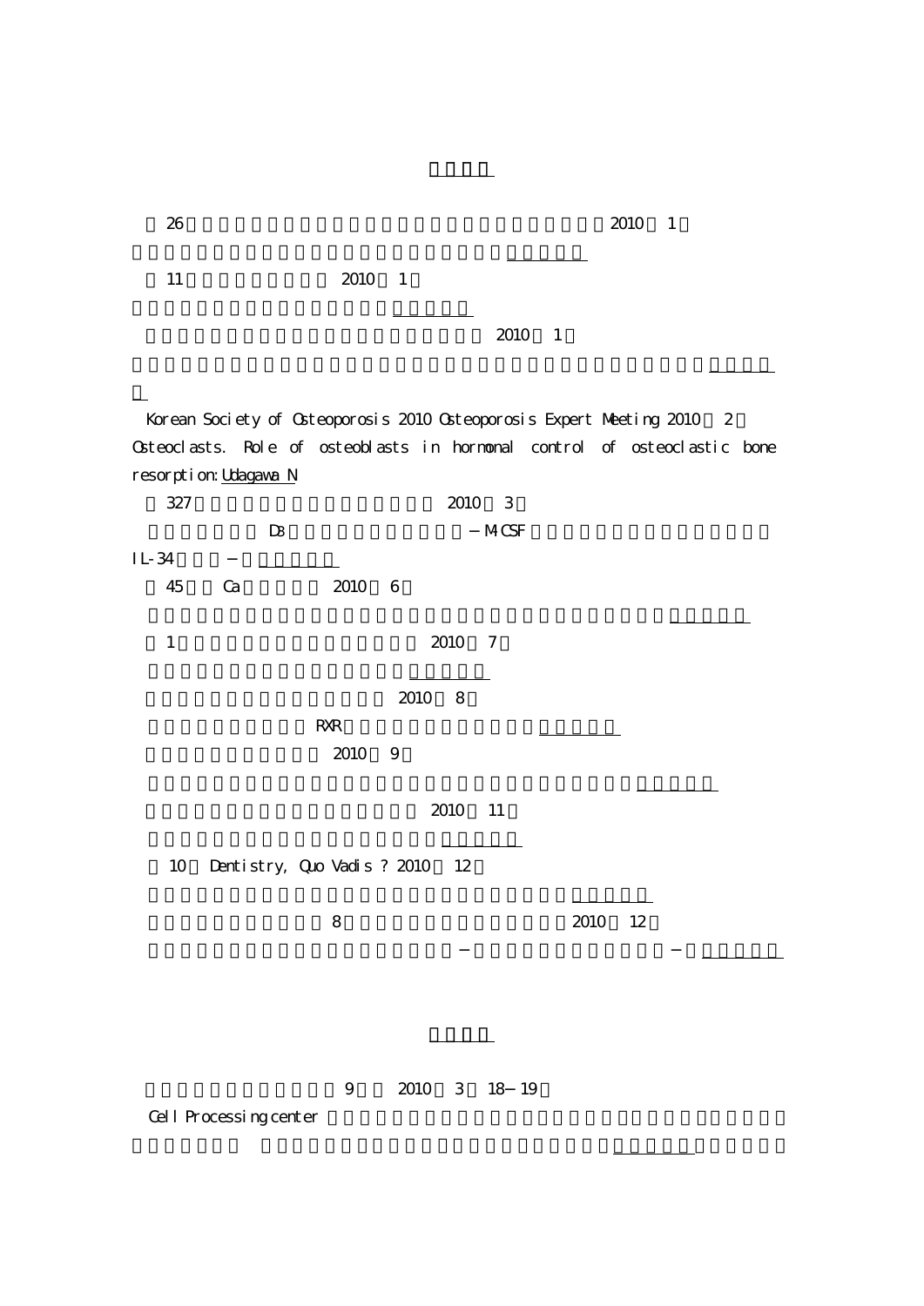26 2010 1

11 2010 1

2010 1

Korean Society of Osteoporosis 2010 Osteoporosis Expert Meeting 2010 2

Osteoclasts. Role of osteoblasts in hormonal control of osteoclastic bone resorption: Udagawa N

327 2010 3

$D_3$ − M-CSF

IL-34 −

45 Ca 2010 6

1 2010 7

2010 8

RXR

2010 9

2010 11

10 Dentistry, Quo Vadis ? 2010 12

8 2010 12

− −

9 2010 3 18−19

Cell Processing center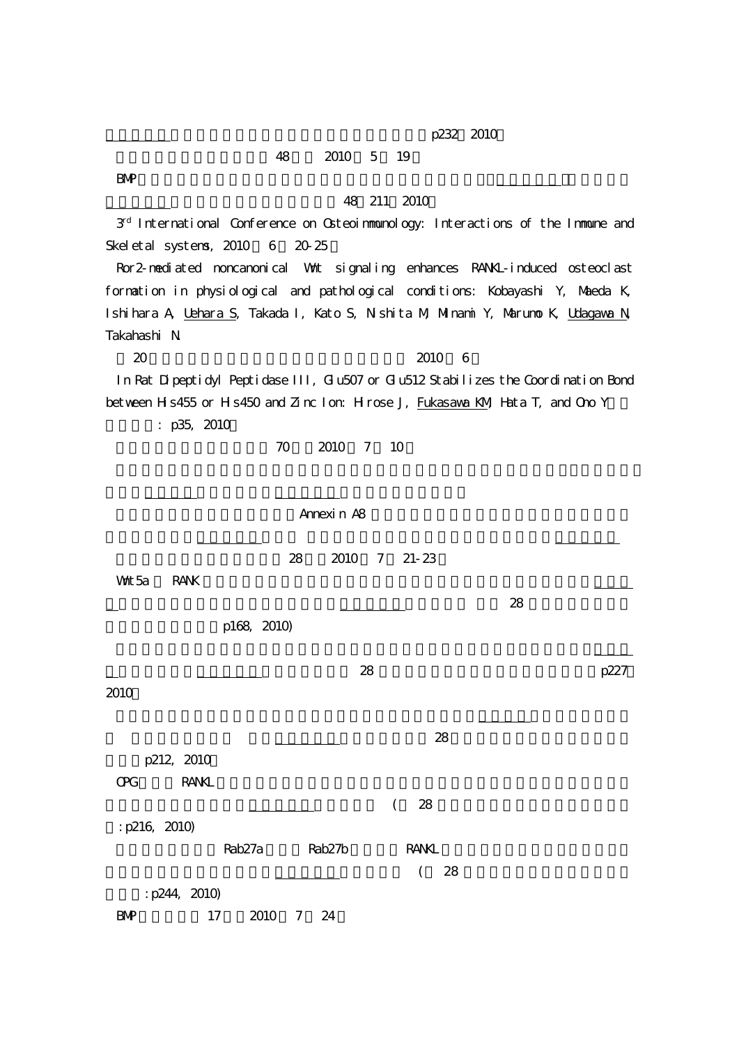p232 2010

48 2010 5 19

BMP

48 211 2010

3rd International Conference on Osteoimmunology: Interactions of the Immune and Skeletal systems, 2010 6 20-25

Ror2-mediated noncanonical Wnt signaling enhances RANKL-induced osteoclast formation in physiological and pathological conditions: Kobayashi Y, Maeda K, Ishihara A, Uehara S, Takada I, Kato S, Nishita M, Minami Y, Marumo K, Udagawa N, Takahashi N.

20 2010 6

In Rat Dipeptidyl Peptidase III, Glu507 or Glu512 Stabilizes the Coordination Bond between His455 or His450 and Zinc Ion: Hirose J, Fukasawa KM, Hata T, and Ono Y

: p35, 2010

70 2010 7 10

Annexin A8

28 2010 7 21-23

Wnt5a RANK

28

p168, 2010)

28 p227

2010

28

p212, 2010

OPG RANKL

( 28

: p216, 2010)

Rab27a Rab27b RANKL

( 28

: p244, 2010)

BMP 17 2010 7 24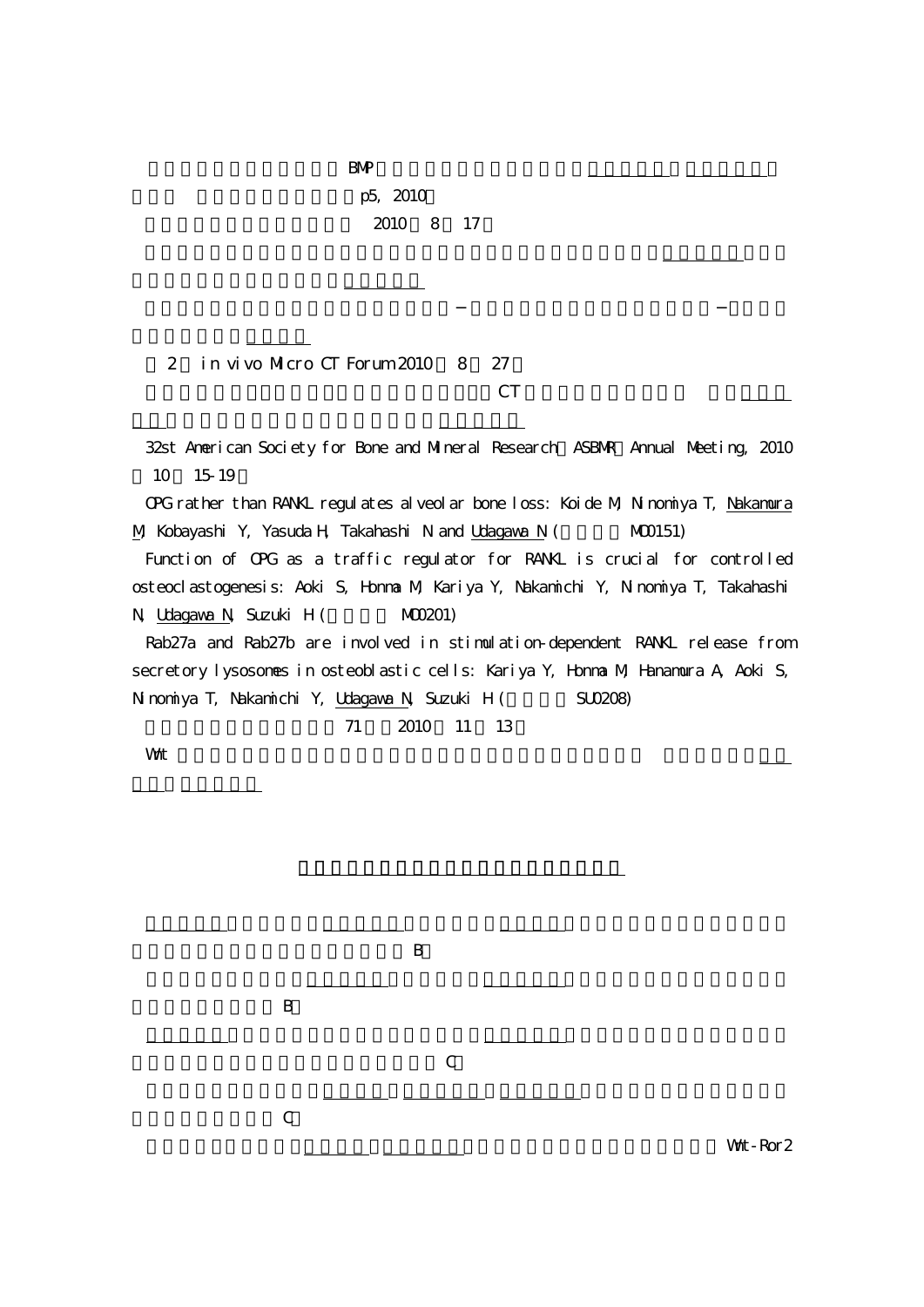BMP

p5, 2010

2010 8 17

2 in vivo Micro CT Forum 2010 8 27

CT

32st American Society for Bone and Mineral Research ASBMR Annual Meeting, 2010 10 15-19

OPG rather than RANKL regulates alveolar bone loss: Koide M, Ninomiya T, Nakamura M, Kobayashi Y, Yasuda H, Takahashi N and Udagawa N ( MO0151)

Function of OPG as a traffic regulator for RANKL is crucial for controlled osteoclastogenesis: Aoki S, Honma M, Kariya Y, Nakamichi Y, Ninomiya T, Takahashi N, Udagawa N, Suzuki H ( MO0201)

Rab27a and Rab27b are involved in stimulation-dependent RANKL release from secretory lysosomes in osteoblastic cells: Kariya Y, Honma M, Hanamura A, Aoki S, Ninomiya T, Nakamichi Y, Udagawa N, Suzuki H ( SU0208)

71 2010 11 13

Wnt

B

B

C

C

Wnt-Ror2